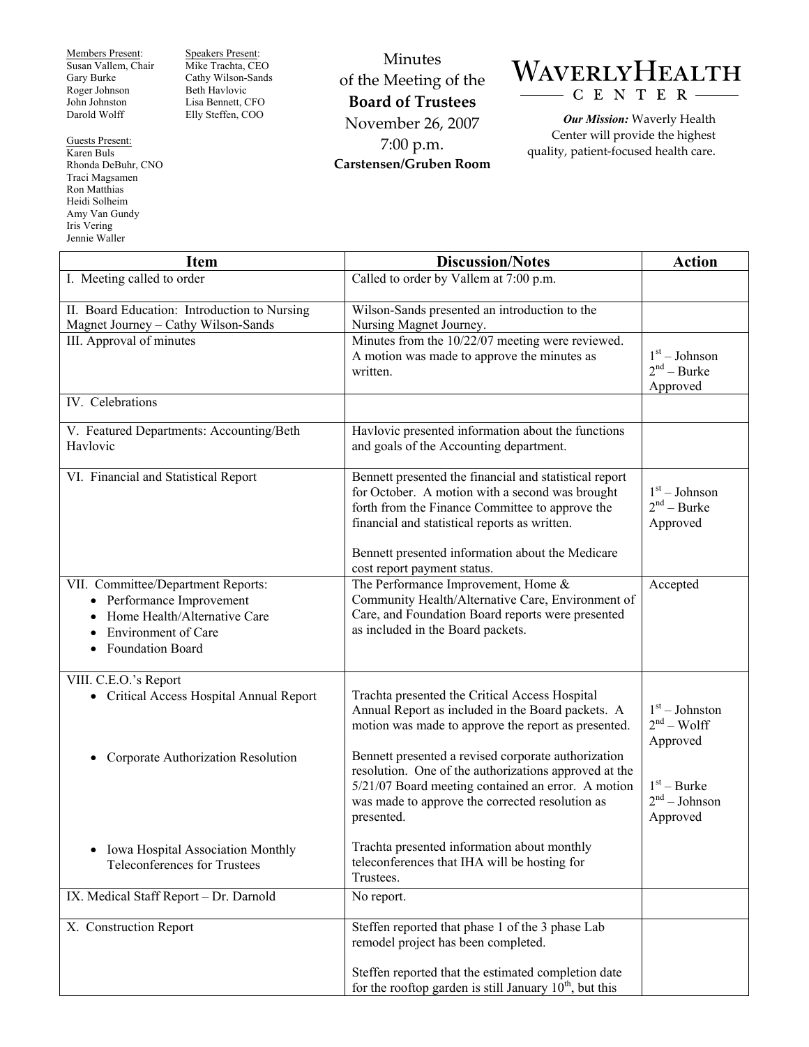Members Present:
Susan Vallem, Chair
Gary Burke
Roger Johnson
John Johnston
Darold Wolff

Speakers Present:
Mike Trachta, CEO
Cathy Wilson-Sands
Beth Havlovic
Lisa Bennett, CFO
Elly Steffen, COO

Guests Present:
Karen Buls
Rhonda DeBuhr, CNO
Traci Magsamen
Ron Matthias
Heidi Solheim
Amy Van Gundy
Iris Vering
Jennie Waller

# Minutes of the Meeting of the **Board of Trustees**

November 26, 2007
7:00 p.m.
**Carstensen/Gruben Room**

**WAVERLY HEALTH CENTER**

***Our Mission:*** Waverly Health Center will provide the highest quality, patient-focused health care.

| Item | Discussion/Notes | Action |
|---|---|---|
| I. Meeting called to order | Called to order by Vallem at 7:00 p.m. | |
| II. Board Education: Introduction to Nursing Magnet Journey – Cathy Wilson-Sands | Wilson-Sands presented an introduction to the Nursing Magnet Journey. | |
| III. Approval of minutes | Minutes from the 10/22/07 meeting were reviewed. A motion was made to approve the minutes as written. | 1st – Johnson<br>2nd – Burke<br>Approved |
| IV. Celebrations | | |
| V. Featured Departments: Accounting/Beth Havlovic | Havlovic presented information about the functions and goals of the Accounting department. | |
| VI. Financial and Statistical Report | Bennett presented the financial and statistical report for October. A motion with a second was brought forth from the Finance Committee to approve the financial and statistical reports as written.<br><br>Bennett presented information about the Medicare cost report payment status. | 1st – Johnson<br>2nd – Burke<br>Approved |
| VII. Committee/Department Reports:<br>• Performance Improvement<br>• Home Health/Alternative Care<br>• Environment of Care<br>• Foundation Board | The Performance Improvement, Home & Community Health/Alternative Care, Environment of Care, and Foundation Board reports were presented as included in the Board packets. | Accepted |
| VIII. C.E.O.'s Report<br>• Critical Access Hospital Annual Report | Trachta presented the Critical Access Hospital Annual Report as included in the Board packets. A motion was made to approve the report as presented. | 1st – Johnston<br>2nd – Wolff<br>Approved |
| • Corporate Authorization Resolution | Bennett presented a revised corporate authorization resolution. One of the authorizations approved at the 5/21/07 Board meeting contained an error. A motion was made to approve the corrected resolution as presented. | 1st – Burke<br>2nd – Johnson<br>Approved |
| • Iowa Hospital Association Monthly Teleconferences for Trustees | Trachta presented information about monthly teleconferences that IHA will be hosting for Trustees. | |
| IX. Medical Staff Report – Dr. Darnold | No report. | |
| X. Construction Report | Steffen reported that phase 1 of the 3 phase Lab remodel project has been completed.<br><br>Steffen reported that the estimated completion date for the rooftop garden is still January 10th, but this | |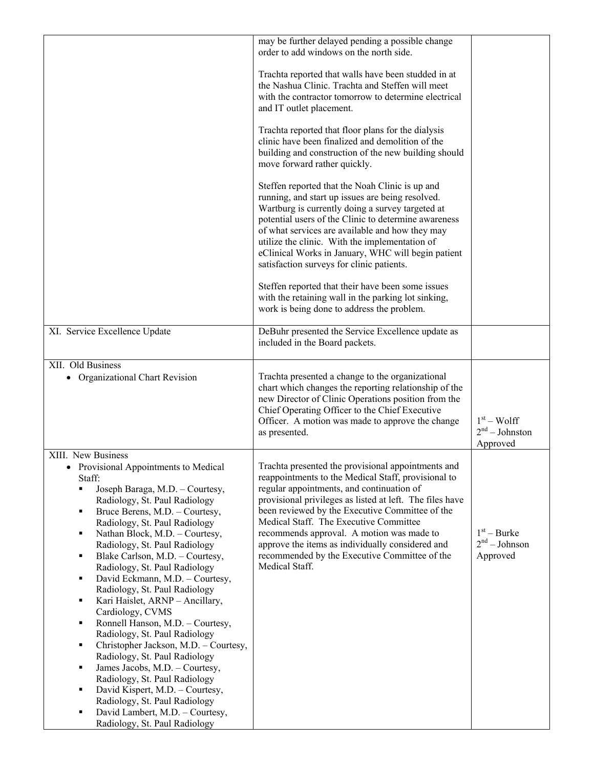| | | |
|---|---|---|
| | may be further delayed pending a possible change order to add windows on the north side.<br><br>Trachta reported that walls have been studded in at the Nashua Clinic. Trachta and Steffen will meet with the contractor tomorrow to determine electrical and IT outlet placement.<br><br>Trachta reported that floor plans for the dialysis clinic have been finalized and demolition of the building and construction of the new building should move forward rather quickly.<br><br>Steffen reported that the Noah Clinic is up and running, and start up issues are being resolved. Wartburg is currently doing a survey targeted at potential users of the Clinic to determine awareness of what services are available and how they may utilize the clinic. With the implementation of eClinical Works in January, WHC will begin patient satisfaction surveys for clinic patients.<br><br>Steffen reported that their have been some issues with the retaining wall in the parking lot sinking, work is being done to address the problem. | |
| XI. Service Excellence Update | DeBuhr presented the Service Excellence update as included in the Board packets. | |
| XII. Old Business<br>• Organizational Chart Revision | Trachta presented a change to the organizational chart which changes the reporting relationship of the new Director of Clinic Operations position from the Chief Operating Officer to the Chief Executive Officer. A motion was made to approve the change as presented. | 1st – Wolff<br>2nd – Johnston<br>Approved |
| XIII. New Business<br>• Provisional Appointments to Medical Staff:<br>▪ Joseph Baraga, M.D. – Courtesy, Radiology, St. Paul Radiology<br>▪ Bruce Berens, M.D. – Courtesy, Radiology, St. Paul Radiology<br>▪ Nathan Block, M.D. – Courtesy, Radiology, St. Paul Radiology<br>▪ Blake Carlson, M.D. – Courtesy, Radiology, St. Paul Radiology<br>▪ David Eckmann, M.D. – Courtesy, Radiology, St. Paul Radiology<br>▪ Kari Haislet, ARNP – Ancillary, Cardiology, CVMS<br>▪ Ronnell Hanson, M.D. – Courtesy, Radiology, St. Paul Radiology<br>▪ Christopher Jackson, M.D. – Courtesy, Radiology, St. Paul Radiology<br>▪ James Jacobs, M.D. – Courtesy, Radiology, St. Paul Radiology<br>▪ David Kispert, M.D. – Courtesy, Radiology, St. Paul Radiology<br>▪ David Lambert, M.D. – Courtesy, Radiology, St. Paul Radiology | Trachta presented the provisional appointments and reappointments to the Medical Staff, provisional to regular appointments, and continuation of provisional privileges as listed at left. The files have been reviewed by the Executive Committee of the Medical Staff. The Executive Committee recommends approval. A motion was made to approve the items as individually considered and recommended by the Executive Committee of the Medical Staff. | 1st – Burke<br>2nd – Johnson<br>Approved |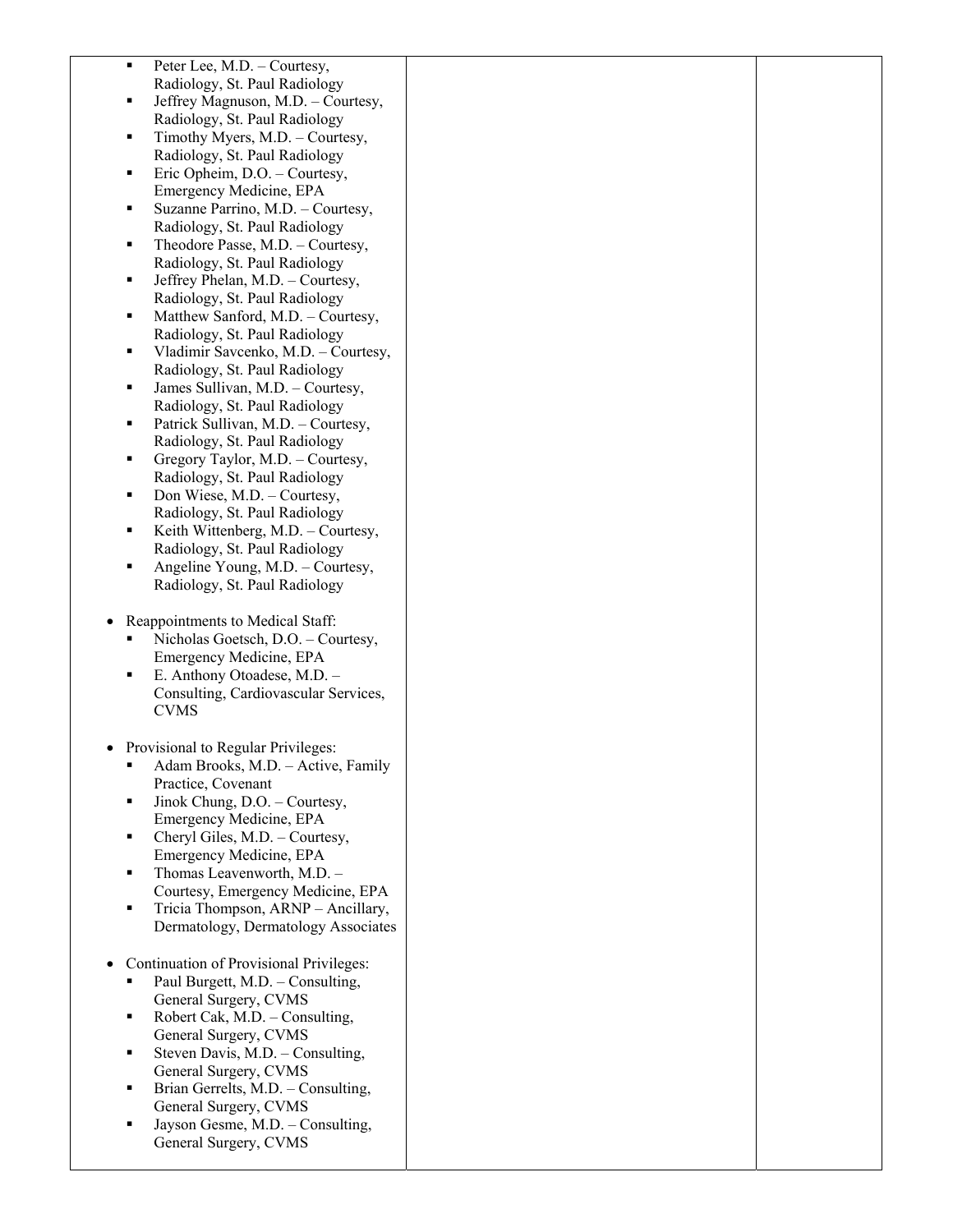| | | |
|---|---|---|
| - Peter Lee, M.D. – Courtesy, Radiology, St. Paul Radiology<br>- Jeffrey Magnuson, M.D. – Courtesy, Radiology, St. Paul Radiology<br>- Timothy Myers, M.D. – Courtesy, Radiology, St. Paul Radiology<br>- Eric Opheim, D.O. – Courtesy, Emergency Medicine, EPA<br>- Suzanne Parrino, M.D. – Courtesy, Radiology, St. Paul Radiology<br>- Theodore Passe, M.D. – Courtesy, Radiology, St. Paul Radiology<br>- Jeffrey Phelan, M.D. – Courtesy, Radiology, St. Paul Radiology<br>- Matthew Sanford, M.D. – Courtesy, Radiology, St. Paul Radiology<br>- Vladimir Savcenko, M.D. – Courtesy, Radiology, St. Paul Radiology<br>- James Sullivan, M.D. – Courtesy, Radiology, St. Paul Radiology<br>- Patrick Sullivan, M.D. – Courtesy, Radiology, St. Paul Radiology<br>- Gregory Taylor, M.D. – Courtesy, Radiology, St. Paul Radiology<br>- Don Wiese, M.D. – Courtesy, Radiology, St. Paul Radiology<br>- Keith Wittenberg, M.D. – Courtesy, Radiology, St. Paul Radiology<br>- Angeline Young, M.D. – Courtesy, Radiology, St. Paul Radiology<br><br>• Reappointments to Medical Staff:<br>- Nicholas Goetsch, D.O. – Courtesy, Emergency Medicine, EPA<br>- E. Anthony Otoadese, M.D. – Consulting, Cardiovascular Services, CVMS<br><br>• Provisional to Regular Privileges:<br>- Adam Brooks, M.D. – Active, Family Practice, Covenant<br>- Jinok Chung, D.O. – Courtesy, Emergency Medicine, EPA<br>- Cheryl Giles, M.D. – Courtesy, Emergency Medicine, EPA<br>- Thomas Leavenworth, M.D. – Courtesy, Emergency Medicine, EPA<br>- Tricia Thompson, ARNP – Ancillary, Dermatology, Dermatology Associates<br><br>• Continuation of Provisional Privileges:<br>- Paul Burgett, M.D. – Consulting, General Surgery, CVMS<br>- Robert Cak, M.D. – Consulting, General Surgery, CVMS<br>- Steven Davis, M.D. – Consulting, General Surgery, CVMS<br>- Brian Gerrelts, M.D. – Consulting, General Surgery, CVMS<br>- Jayson Gesme, M.D. – Consulting, General Surgery, CVMS | | |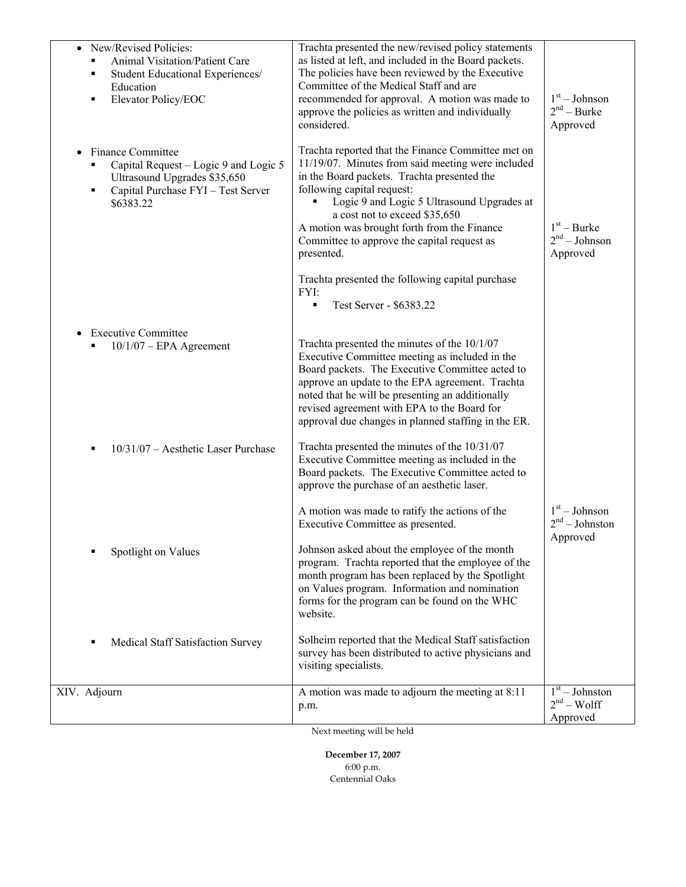| | | |
|---|---|---|
| • New/Revised Policies:<br>▪ Animal Visitation/Patient Care<br>▪ Student Educational Experiences/ Education<br>▪ Elevator Policy/EOC | Trachta presented the new/revised policy statements as listed at left, and included in the Board packets. The policies have been reviewed by the Executive Committee of the Medical Staff and are recommended for approval. A motion was made to approve the policies as written and individually considered. | 1st – Johnson<br>2nd – Burke<br>Approved |
| • Finance Committee<br>▪ Capital Request – Logic 9 and Logic 5 Ultrasound Upgrades $35,650<br>▪ Capital Purchase FYI – Test Server $6383.22 | Trachta reported that the Finance Committee met on 11/19/07. Minutes from said meeting were included in the Board packets. Trachta presented the following capital request:<br>▪ Logic 9 and Logic 5 Ultrasound Upgrades at a cost not to exceed $35,650<br>A motion was brought forth from the Finance Committee to approve the capital request as presented.<br><br>Trachta presented the following capital purchase FYI:<br>▪ Test Server - $6383.22 | 1st – Burke<br>2nd – Johnson<br>Approved |
| • Executive Committee<br>▪ 10/1/07 – EPA Agreement | Trachta presented the minutes of the 10/1/07 Executive Committee meeting as included in the Board packets. The Executive Committee acted to approve an update to the EPA agreement. Trachta noted that he will be presenting an additionally revised agreement with EPA to the Board for approval due changes in planned staffing in the ER. | |
| ▪ 10/31/07 – Aesthetic Laser Purchase | Trachta presented the minutes of the 10/31/07 Executive Committee meeting as included in the Board packets. The Executive Committee acted to approve the purchase of an aesthetic laser.<br><br>A motion was made to ratify the actions of the Executive Committee as presented. | 1st – Johnson<br>2nd – Johnston<br>Approved |
| ▪ Spotlight on Values | Johnson asked about the employee of the month program. Trachta reported that the employee of the month program has been replaced by the Spotlight on Values program. Information and nomination forms for the program can be found on the WHC website. | |
| ▪ Medical Staff Satisfaction Survey | Solheim reported that the Medical Staff satisfaction survey has been distributed to active physicians and visiting specialists. | |
| XIV. Adjourn | A motion was made to adjourn the meeting at 8:11 p.m. | 1st – Johnston<br>2nd – Wolff<br>Approved |

Next meeting will be held

**December 17, 2007**
6:00 p.m.
Centennial Oaks